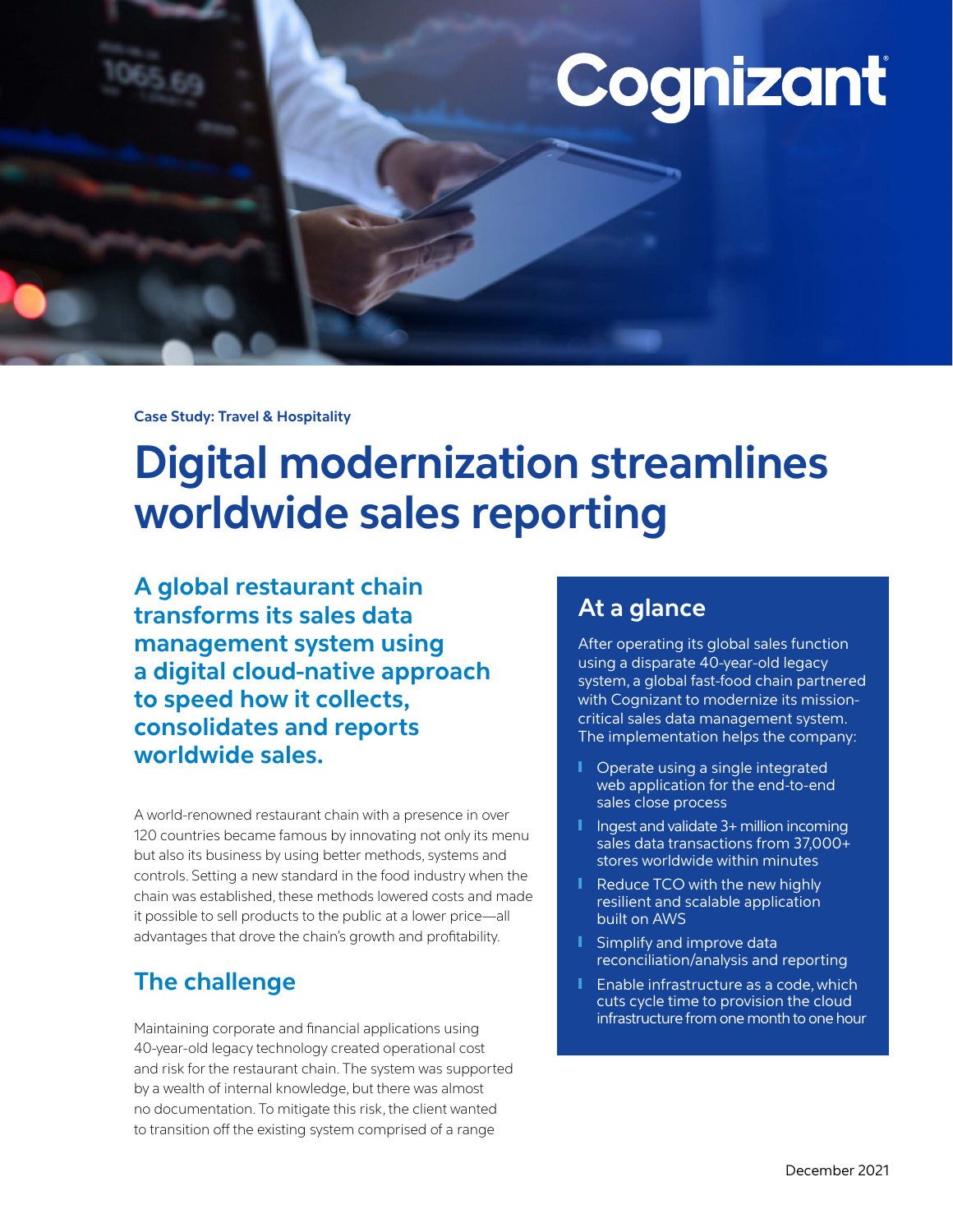Case Study: Travel & Hospitality

# Digital modernization streamlines worldwide sales reporting

**A global restaurant chain transforms its sales data management system using a digital cloud-native approach to speed how it collects, consolidates and reports worldwide sales.**

A world-renowned restaurant chain with a presence in over 120 countries became famous by innovating not only its menu but also its business by using better methods, systems and controls. Setting a new standard in the food industry when the chain was established, these methods lowered costs and made it possible to sell products to the public at a lower price—all advantages that drove the chain's growth and profitability.

## The challenge

Maintaining corporate and financial applications using 40-year-old legacy technology created operational cost and risk for the restaurant chain. The system was supported by a wealth of internal knowledge, but there was almost no documentation. To mitigate this risk, the client wanted to transition off the existing system comprised of a range

## At a glance

After operating its global sales function using a disparate 40-year-old legacy system, a global fast-food chain partnered with Cognizant to modernize its mission-critical sales data management system. The implementation helps the company:

- Operate using a single integrated web application for the end-to-end sales close process
- Ingest and validate 3+ million incoming sales data transactions from 37,000+ stores worldwide within minutes
- Reduce TCO with the new highly resilient and scalable application built on AWS
- Simplify and improve data reconciliation/analysis and reporting
- Enable infrastructure as a code, which cuts cycle time to provision the cloud infrastructure from one month to one hour

December 2021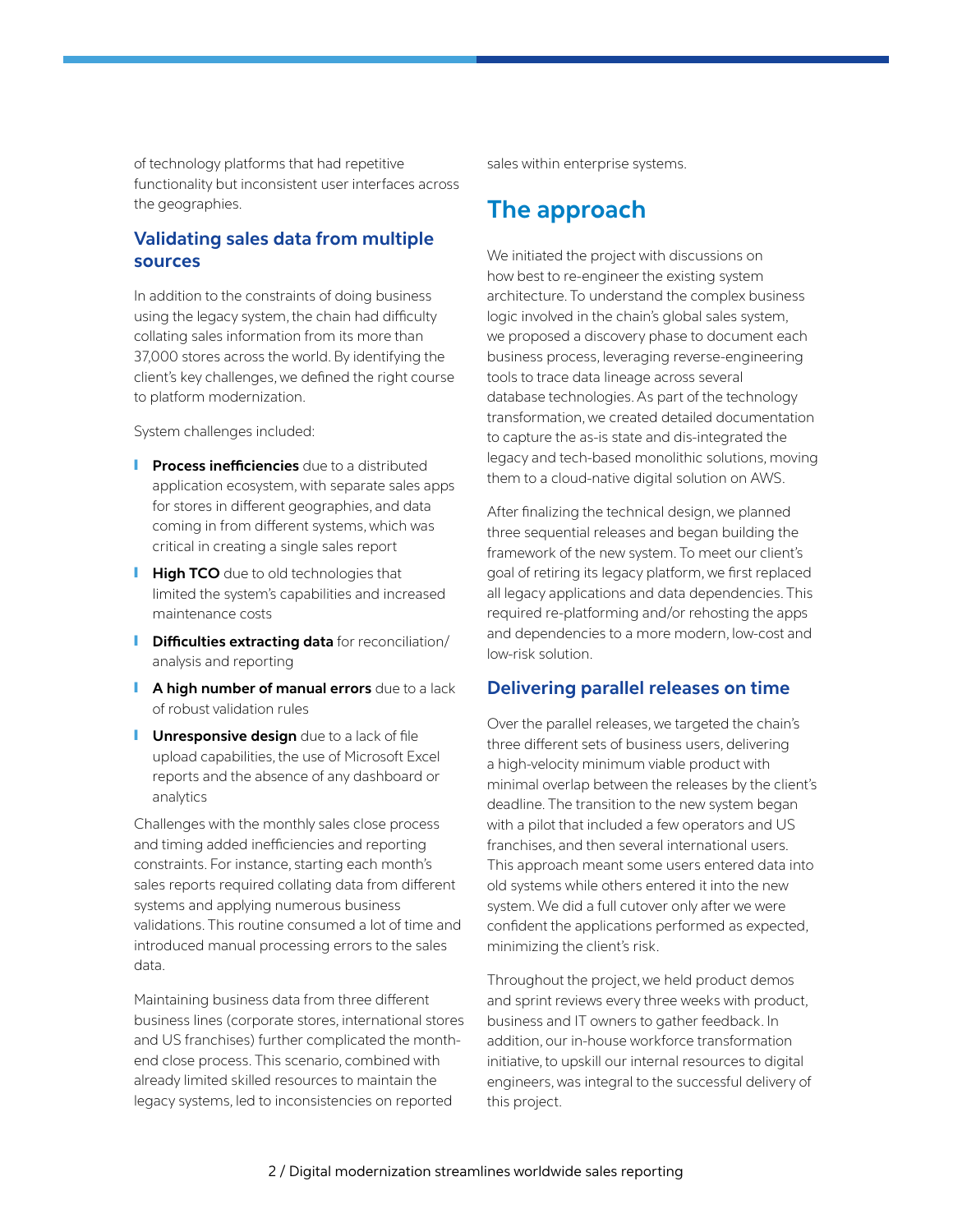of technology platforms that had repetitive functionality but inconsistent user interfaces across the geographies.

### Validating sales data from multiple sources

In addition to the constraints of doing business using the legacy system, the chain had difficulty collating sales information from its more than 37,000 stores across the world. By identifying the client's key challenges, we defined the right course to platform modernization.

System challenges included:

- **Process inefficiencies** due to a distributed application ecosystem, with separate sales apps for stores in different geographies, and data coming in from different systems, which was critical in creating a single sales report
- **High TCO** due to old technologies that limited the system's capabilities and increased maintenance costs
- **Difficulties extracting data** for reconciliation/analysis and reporting
- **A high number of manual errors** due to a lack of robust validation rules
- **Unresponsive design** due to a lack of file upload capabilities, the use of Microsoft Excel reports and the absence of any dashboard or analytics

Challenges with the monthly sales close process and timing added inefficiencies and reporting constraints. For instance, starting each month's sales reports required collating data from different systems and applying numerous business validations. This routine consumed a lot of time and introduced manual processing errors to the sales data.

Maintaining business data from three different business lines (corporate stores, international stores and US franchises) further complicated the month-end close process. This scenario, combined with already limited skilled resources to maintain the legacy systems, led to inconsistencies on reported sales within enterprise systems.

## The approach

We initiated the project with discussions on how best to re-engineer the existing system architecture. To understand the complex business logic involved in the chain's global sales system, we proposed a discovery phase to document each business process, leveraging reverse-engineering tools to trace data lineage across several database technologies. As part of the technology transformation, we created detailed documentation to capture the as-is state and dis-integrated the legacy and tech-based monolithic solutions, moving them to a cloud-native digital solution on AWS.

After finalizing the technical design, we planned three sequential releases and began building the framework of the new system. To meet our client's goal of retiring its legacy platform, we first replaced all legacy applications and data dependencies. This required re-platforming and/or rehosting the apps and dependencies to a more modern, low-cost and low-risk solution.

### Delivering parallel releases on time

Over the parallel releases, we targeted the chain's three different sets of business users, delivering a high-velocity minimum viable product with minimal overlap between the releases by the client's deadline. The transition to the new system began with a pilot that included a few operators and US franchises, and then several international users. This approach meant some users entered data into old systems while others entered it into the new system. We did a full cutover only after we were confident the applications performed as expected, minimizing the client's risk.

Throughout the project, we held product demos and sprint reviews every three weeks with product, business and IT owners to gather feedback. In addition, our in-house workforce transformation initiative, to upskill our internal resources to digital engineers, was integral to the successful delivery of this project.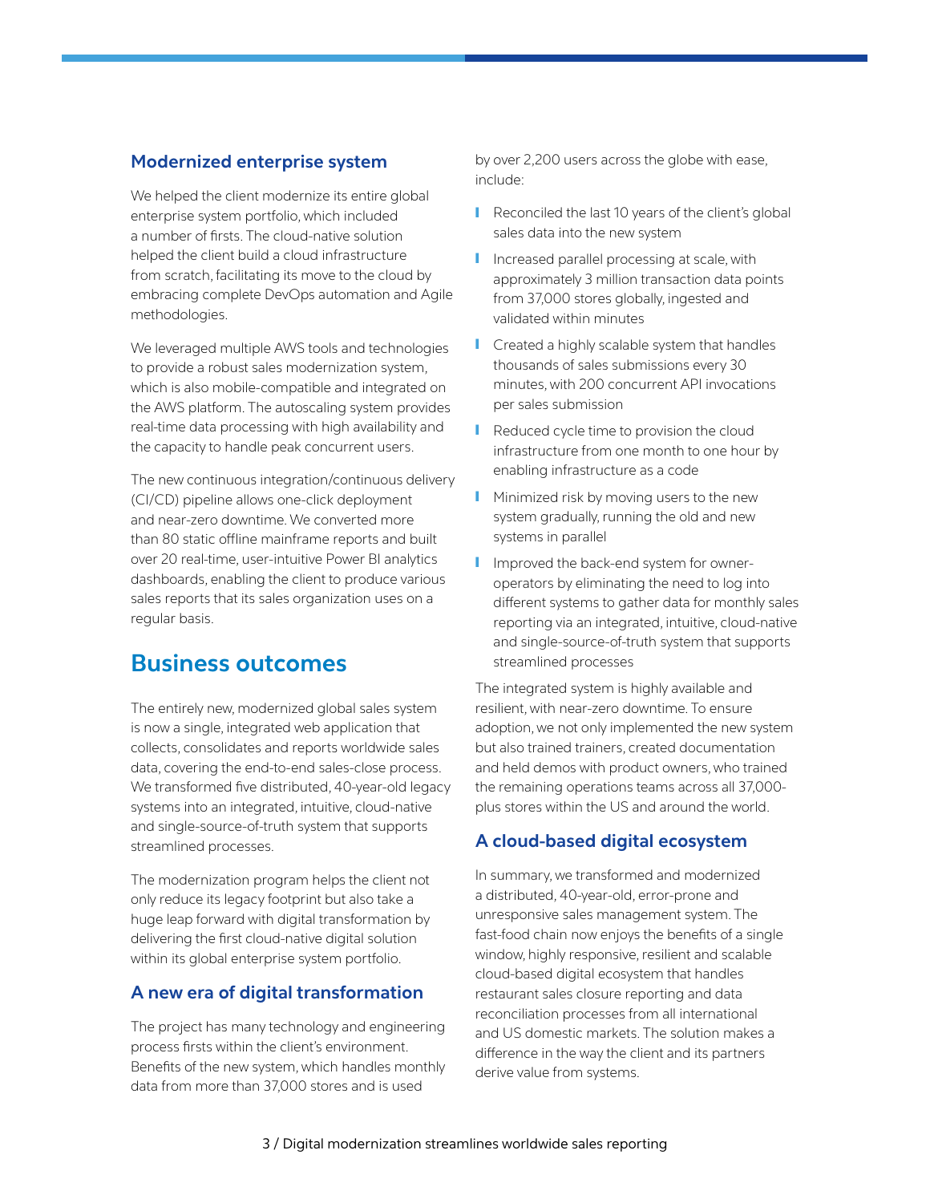### Modernized enterprise system

We helped the client modernize its entire global enterprise system portfolio, which included a number of firsts. The cloud-native solution helped the client build a cloud infrastructure from scratch, facilitating its move to the cloud by embracing complete DevOps automation and Agile methodologies.

We leveraged multiple AWS tools and technologies to provide a robust sales modernization system, which is also mobile-compatible and integrated on the AWS platform. The autoscaling system provides real-time data processing with high availability and the capacity to handle peak concurrent users.

The new continuous integration/continuous delivery (CI/CD) pipeline allows one-click deployment and near-zero downtime. We converted more than 80 static offline mainframe reports and built over 20 real-time, user-intuitive Power BI analytics dashboards, enabling the client to produce various sales reports that its sales organization uses on a regular basis.

## Business outcomes

The entirely new, modernized global sales system is now a single, integrated web application that collects, consolidates and reports worldwide sales data, covering the end-to-end sales-close process. We transformed five distributed, 40-year-old legacy systems into an integrated, intuitive, cloud-native and single-source-of-truth system that supports streamlined processes.

The modernization program helps the client not only reduce its legacy footprint but also take a huge leap forward with digital transformation by delivering the first cloud-native digital solution within its global enterprise system portfolio.

### A new era of digital transformation

The project has many technology and engineering process firsts within the client's environment. Benefits of the new system, which handles monthly data from more than 37,000 stores and is used by over 2,200 users across the globe with ease, include:

- Reconciled the last 10 years of the client's global sales data into the new system
- Increased parallel processing at scale, with approximately 3 million transaction data points from 37,000 stores globally, ingested and validated within minutes
- Created a highly scalable system that handles thousands of sales submissions every 30 minutes, with 200 concurrent API invocations per sales submission
- Reduced cycle time to provision the cloud infrastructure from one month to one hour by enabling infrastructure as a code
- Minimized risk by moving users to the new system gradually, running the old and new systems in parallel
- Improved the back-end system for owner-operators by eliminating the need to log into different systems to gather data for monthly sales reporting via an integrated, intuitive, cloud-native and single-source-of-truth system that supports streamlined processes

The integrated system is highly available and resilient, with near-zero downtime. To ensure adoption, we not only implemented the new system but also trained trainers, created documentation and held demos with product owners, who trained the remaining operations teams across all 37,000-plus stores within the US and around the world.

### A cloud-based digital ecosystem

In summary, we transformed and modernized a distributed, 40-year-old, error-prone and unresponsive sales management system. The fast-food chain now enjoys the benefits of a single window, highly responsive, resilient and scalable cloud-based digital ecosystem that handles restaurant sales closure reporting and data reconciliation processes from all international and US domestic markets. The solution makes a difference in the way the client and its partners derive value from systems.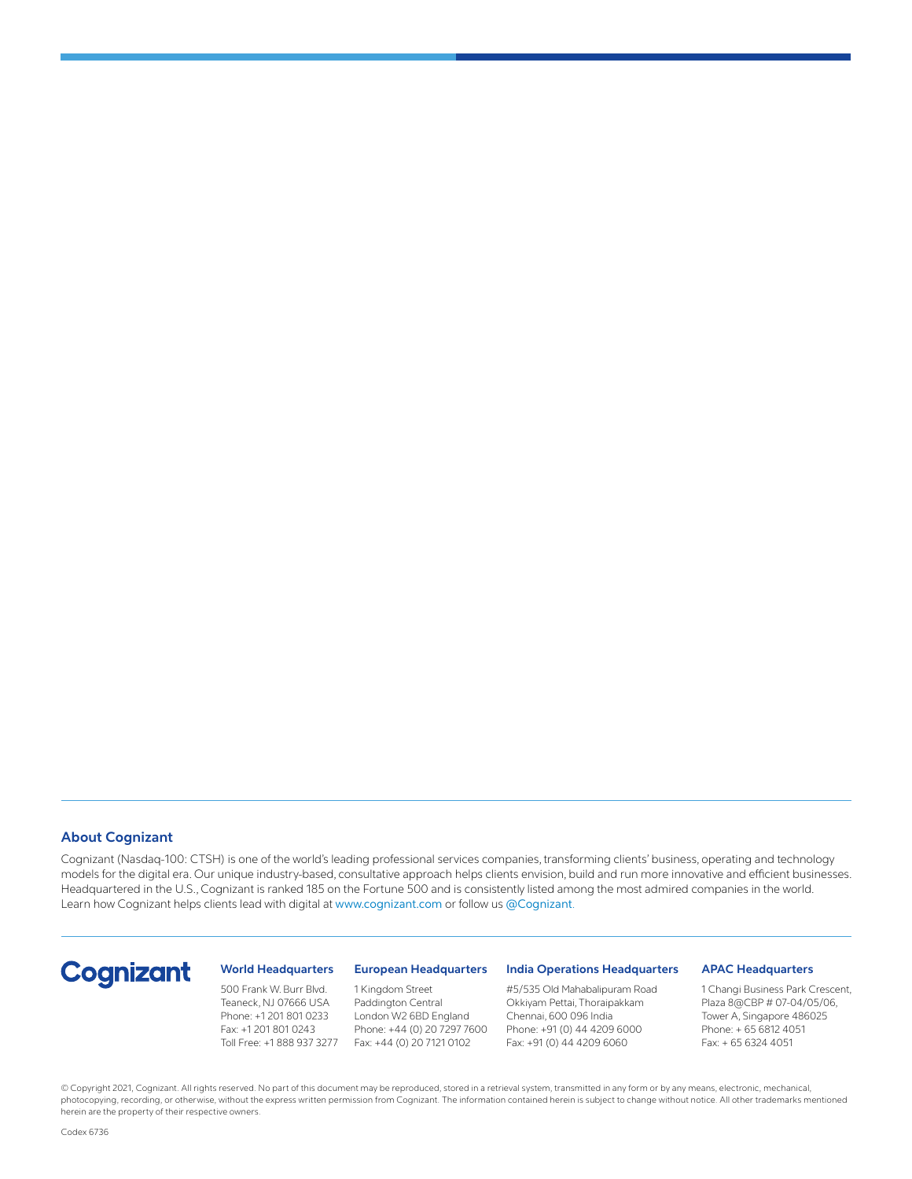## About Cognizant

Cognizant (Nasdaq-100: CTSH) is one of the world's leading professional services companies, transforming clients' business, operating and technology models for the digital era. Our unique industry-based, consultative approach helps clients envision, build and run more innovative and efficient businesses. Headquartered in the U.S., Cognizant is ranked 185 on the Fortune 500 and is consistently listed among the most admired companies in the world. Learn how Cognizant helps clients lead with digital at www.cognizant.com or follow us @Cognizant.

**Cognizant**

**World Headquarters**
500 Frank W. Burr Blvd.
Teaneck, NJ 07666 USA
Phone: +1 201 801 0233
Fax: +1 201 801 0243
Toll Free: +1 888 937 3277

**European Headquarters**
1 Kingdom Street
Paddington Central
London W2 6BD England
Phone: +44 (0) 20 7297 7600
Fax: +44 (0) 20 7121 0102

**India Operations Headquarters**
#5/535 Old Mahabalipuram Road
Okkiyam Pettai, Thoraipakkam
Chennai, 600 096 India
Phone: +91 (0) 44 4209 6000
Fax: +91 (0) 44 4209 6060

**APAC Headquarters**
1 Changi Business Park Crescent,
Plaza 8@CBP # 07-04/05/06,
Tower A, Singapore 486025
Phone: + 65 6812 4051
Fax: + 65 6324 4051

© Copyright 2021, Cognizant. All rights reserved. No part of this document may be reproduced, stored in a retrieval system, transmitted in any form or by any means, electronic, mechanical, photocopying, recording, or otherwise, without the express written permission from Cognizant. The information contained herein is subject to change without notice. All other trademarks mentioned herein are the property of their respective owners.

Codex 6736